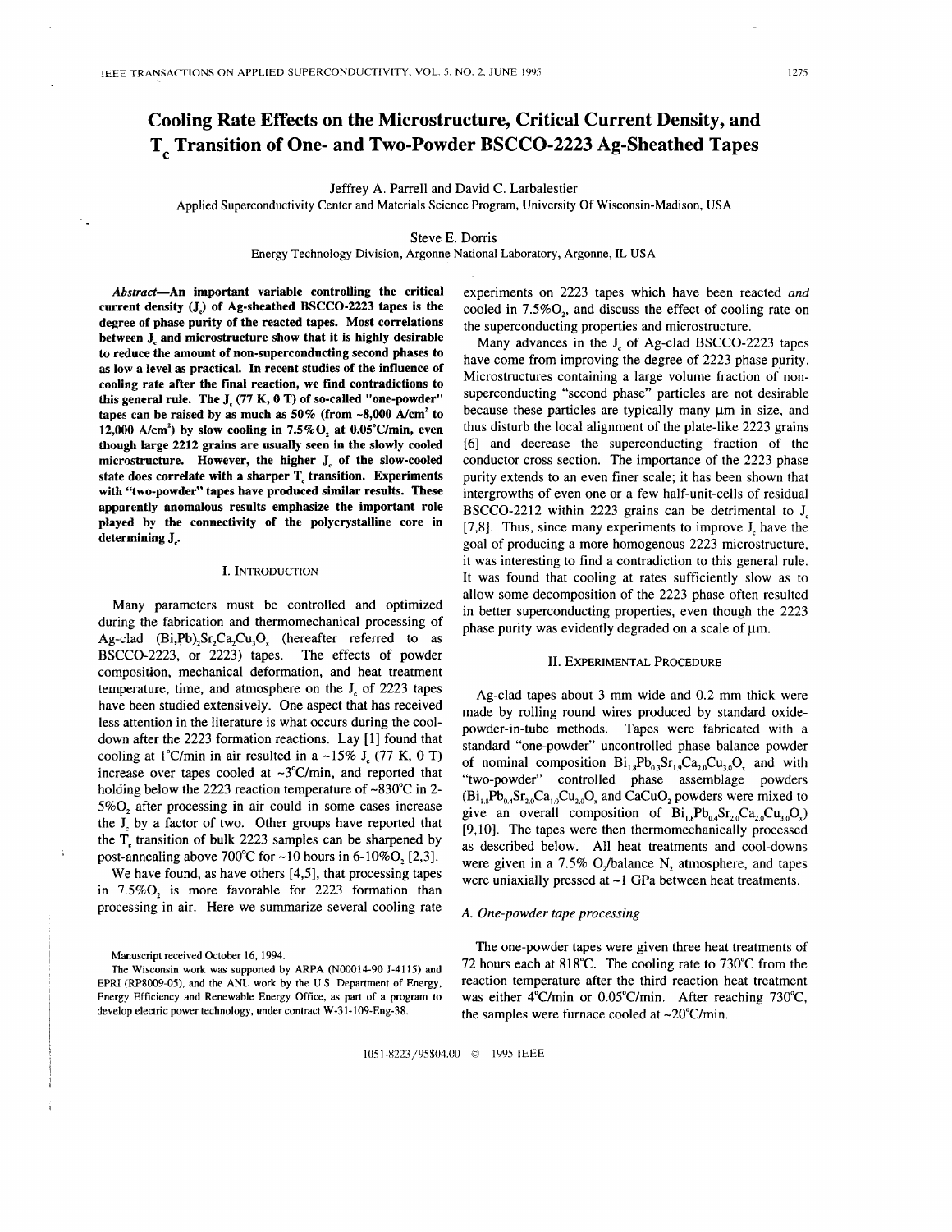# Cooling Rate Effects on the Microstructure, Critical Current Density, and $T_c$ Transition of One- and Two-Powder BSCCO-2223 Ag-Sheathed Tapes

Jeffrey A. Parrell and David C. Larbalestier

Applied Superconductivity Center and Materials Science Program, University Of Wisconsin-Madison, USA

Steve E. Dorris

Energy Technology Division, Argonne National Laboratory, Argonne, IL USA

***Abstract*—An important variable controlling the critical current density ($J_c$) of Ag-sheathed BSCCO-2223 tapes is the degree of phase purity of the reacted tapes. Most correlations between $J_c$ and microstructure show that it is highly desirable to reduce the amount of non-superconducting second phases to as low a level as practical. In recent studies of the influence of cooling rate after the final reaction, we find contradictions to this general rule. The $J_c$ (77 K, 0 T) of so-called "one-powder" tapes can be raised by as much as 50% (from ~8,000 A/cm² to 12,000 A/cm²) by slow cooling in 7.5%$O_2$ at 0.05°C/min, even though large 2212 grains are usually seen in the slowly cooled microstructure. However, the higher $J_c$ of the slow-cooled state does correlate with a sharper $T_c$ transition. Experiments with "two-powder" tapes have produced similar results. These apparently anomalous results emphasize the important role played by the connectivity of the polycrystalline core in determining $J_c$.**

## I. Introduction

Many parameters must be controlled and optimized during the fabrication and thermomechanical processing of Ag-clad $(Bi,Pb)_2Sr_2Ca_2Cu_3O_x$ (hereafter referred to as BSCCO-2223, or 2223) tapes. The effects of powder composition, mechanical deformation, and heat treatment temperature, time, and atmosphere on the $J_c$ of 2223 tapes have been studied extensively. One aspect that has received less attention in the literature is what occurs during the cool-down after the 2223 formation reactions. Lay [1] found that cooling at 1°C/min in air resulted in a ~15% $J_c$ (77 K, 0 T) increase over tapes cooled at ~3°C/min, and reported that holding below the 2223 reaction temperature of ~830°C in 2-5%$O_2$ after processing in air could in some cases increase the $J_c$ by a factor of two. Other groups have reported that the $T_c$ transition of bulk 2223 samples can be sharpened by post-annealing above 700°C for ~10 hours in 6-10%$O_2$ [2,3].

We have found, as have others [4,5], that processing tapes in 7.5%$O_2$ is more favorable for 2223 formation than processing in air. Here we summarize several cooling rate experiments on 2223 tapes which have been reacted *and* cooled in 7.5%$O_2$, and discuss the effect of cooling rate on the superconducting properties and microstructure.

Many advances in the $J_c$ of Ag-clad BSCCO-2223 tapes have come from improving the degree of 2223 phase purity. Microstructures containing a large volume fraction of non-superconducting "second phase" particles are not desirable because these particles are typically many μm in size, and thus disturb the local alignment of the plate-like 2223 grains [6] and decrease the superconducting fraction of the conductor cross section. The importance of the 2223 phase purity extends to an even finer scale; it has been shown that intergrowths of even one or a few half-unit-cells of residual BSCCO-2212 within 2223 grains can be detrimental to $J_c$ [7,8]. Thus, since many experiments to improve $J_c$ have the goal of producing a more homogenous 2223 microstructure, it was interesting to find a contradiction to this general rule. It was found that cooling at rates sufficiently slow as to allow some decomposition of the 2223 phase often resulted in better superconducting properties, even though the 2223 phase purity was evidently degraded on a scale of μm.

## II. Experimental Procedure

Ag-clad tapes about 3 mm wide and 0.2 mm thick were made by rolling round wires produced by standard oxide-powder-in-tube methods. Tapes were fabricated with a standard "one-powder" uncontrolled phase balance powder of nominal composition $Bi_{1.8}Pb_{0.3}Sr_{1.9}Ca_{2.0}Cu_{3.0}O_x$ and with "two-powder" controlled phase assemblage powders ($Bi_{1.8}Pb_{0.4}Sr_{2.0}Ca_{1.0}Cu_{2.0}O_x$ and $CaCuO_2$ powders were mixed to give an overall composition of $Bi_{1.8}Pb_{0.4}Sr_{2.0}Ca_{2.0}Cu_{3.0}O_x$) [9,10]. The tapes were then thermomechanically processed as described below. All heat treatments and cool-downs were given in a 7.5% $O_2$/balance $N_2$ atmosphere, and tapes were uniaxially pressed at ~1 GPa between heat treatments.

### A. One-powder tape processing

The one-powder tapes were given three heat treatments of 72 hours each at 818°C. The cooling rate to 730°C from the reaction temperature after the third reaction heat treatment was either 4°C/min or 0.05°C/min. After reaching 730°C, the samples were furnace cooled at ~20°C/min.

Manuscript received October 16, 1994.

The Wisconsin work was supported by ARPA (N00014-90 J-4115) and EPRI (RP8009-05), and the ANL work by the U.S. Department of Energy, Energy Efficiency and Renewable Energy Office, as part of a program to develop electric power technology, under contract W-31-109-Eng-38.

1051-8223/95$04.00 © 1995 IEEE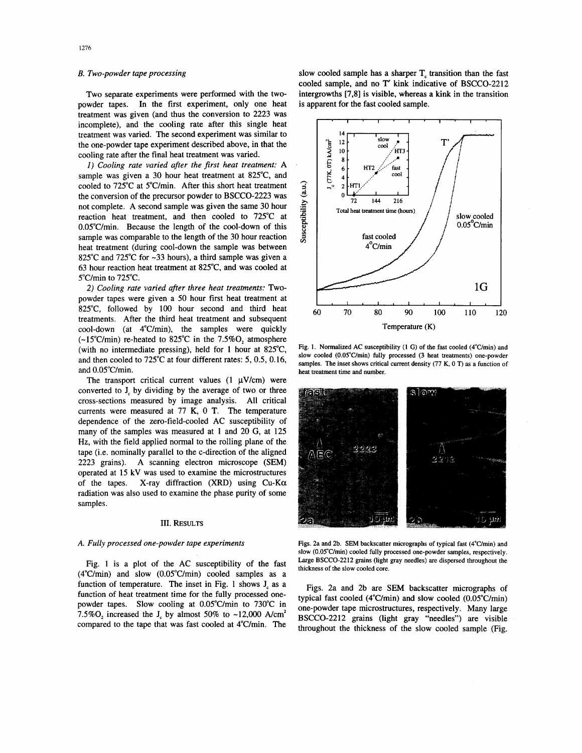### B. Two-powder tape processing

Two separate experiments were performed with the two-powder tapes. In the first experiment, only one heat treatment was given (and thus the conversion to 2223 was incomplete), and the cooling rate after this single heat treatment was varied. The second experiment was similar to the one-powder tape experiment described above, in that the cooling rate after the final heat treatment was varied.

*1) Cooling rate varied after the first heat treatment:* A sample was given a 30 hour heat treatment at 825°C, and cooled to 725°C at 5°C/min. After this short heat treatment the conversion of the precursor powder to BSCCO-2223 was not complete. A second sample was given the same 30 hour reaction heat treatment, and then cooled to 725°C at 0.05°C/min. Because the length of the cool-down of this sample was comparable to the length of the 30 hour reaction heat treatment (during cool-down the sample was between 825°C and 725°C for ~33 hours), a third sample was given a 63 hour reaction heat treatment at 825°C, and was cooled at 5°C/min to 725°C.

*2) Cooling rate varied after three heat treatments:* Two-powder tapes were given a 50 hour first heat treatment at 825°C, followed by 100 hour second and third heat treatments. After the third heat treatment and subsequent cool-down (at 4°C/min), the samples were quickly (~15°C/min) re-heated to 825°C in the 7.5%$O_2$ atmosphere (with no intermediate pressing), held for 1 hour at 825°C, and then cooled to 725°C at four different rates: 5, 0.5, 0.16, and 0.05°C/min.

The transport critical current values (1 μV/cm) were converted to $J_c$ by dividing by the average of two or three cross-sections measured by image analysis. All critical currents were measured at 77 K, 0 T. The temperature dependence of the zero-field-cooled AC susceptibility of many of the samples was measured at 1 and 20 G, at 125 Hz, with the field applied normal to the rolling plane of the tape (i.e. nominally parallel to the c-direction of the aligned 2223 grains). A scanning electron microscope (SEM) operated at 15 kV was used to examine the microstructures of the tapes. X-ray diffraction (XRD) using Cu-Kα radiation was also used to examine the phase purity of some samples.

## III. Results

### A. Fully processed one-powder tape experiments

Fig. 1 is a plot of the AC susceptibility of the fast (4°C/min) and slow (0.05°C/min) cooled samples as a function of temperature. The inset in Fig. 1 shows $J_c$ as a function of heat treatment time for the fully processed one-powder tapes. Slow cooling at 0.05°C/min to 730°C in 7.5%$O_2$ increased the $J_c$ by almost 50% to ~12,000 A/cm$^2$ compared to the tape that was fast cooled at 4°C/min. The slow cooled sample has a sharper $T_c$ transition than the fast cooled sample, and no T' kink indicative of BSCCO-2212 intergrowths [7,8] is visible, whereas a kink in the transition is apparent for the fast cooled sample.

Fig. 1. Normalized AC susceptibility (1 G) of the fast cooled (4°C/min) and slow cooled (0.05°C/min) fully processed (3 heat treatments) one-powder samples. The inset shows critical current density (77 K, 0 T) as a function of heat treatment time and number.

Figs. 2a and 2b. SEM backscatter micrographs of typical fast (4°C/min) and slow (0.05°C/min) cooled fully processed one-powder samples, respectively. Large BSCCO-2212 grains (light gray needles) are dispersed throughout the thickness of the slow cooled core.

Figs. 2a and 2b are SEM backscatter micrographs of typical fast cooled (4°C/min) and slow cooled (0.05°C/min) one-powder tape microstructures, respectively. Many large BSCCO-2212 grains (light gray "needles") are visible throughout the thickness of the slow cooled sample (Fig.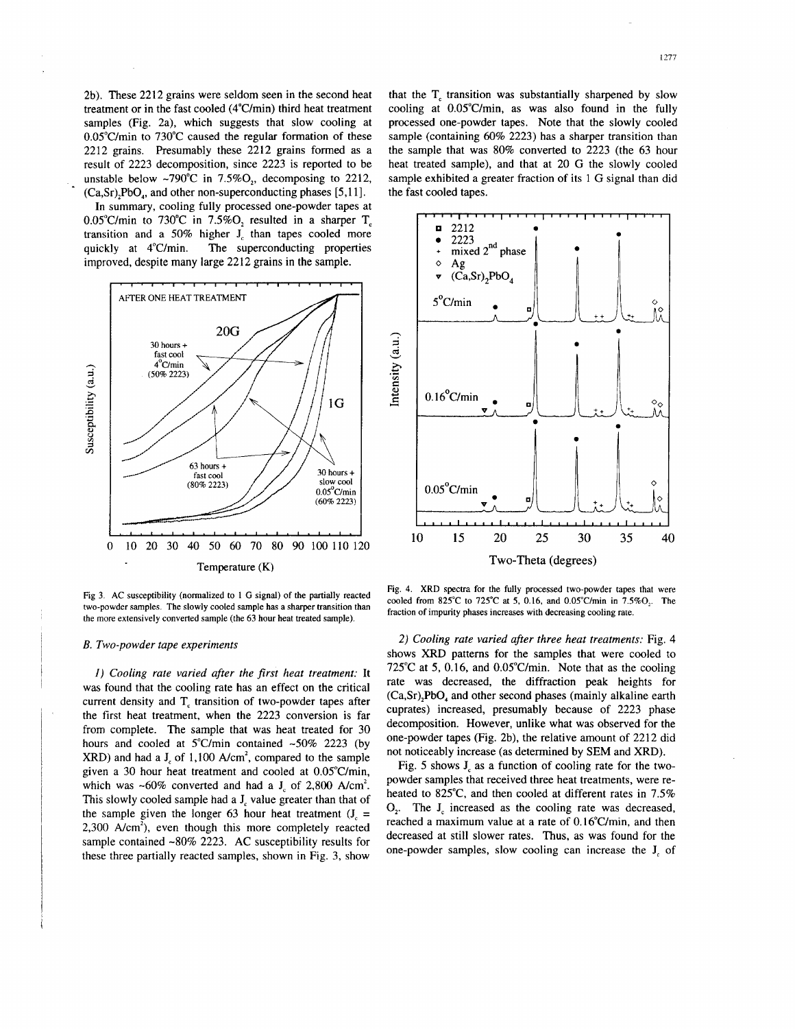2b). These 2212 grains were seldom seen in the second heat treatment or in the fast cooled (4°C/min) third heat treatment samples (Fig. 2a), which suggests that slow cooling at 0.05°C/min to 730°C caused the regular formation of these 2212 grains. Presumably these 2212 grains formed as a result of 2223 decomposition, since 2223 is reported to be unstable below ~790°C in 7.5%$O_2$, decomposing to 2212, $(Ca,Sr)_2PbO_4$, and other non-superconducting phases [5,11].

In summary, cooling fully processed one-powder tapes at 0.05°C/min to 730°C in 7.5%$O_2$ resulted in a sharper $T_c$ transition and a 50% higher $J_c$ than tapes cooled more quickly at 4°C/min. The superconducting properties improved, despite many large 2212 grains in the sample.

Fig 3. AC susceptibility (normalized to 1 G signal) of the partially reacted two-powder samples. The slowly cooled sample has a sharper transition than the more extensively converted sample (the 63 hour heat treated sample).

## B. Two-powder tape experiments

*1) Cooling rate varied after the first heat treatment:* It was found that the cooling rate has an effect on the critical current density and $T_c$ transition of two-powder tapes after the first heat treatment, when the 2223 conversion is far from complete. The sample that was heat treated for 30 hours and cooled at 5°C/min contained ~50% 2223 (by XRD) and had a $J_c$ of 1,100 A/cm$^2$, compared to the sample given a 30 hour heat treatment and cooled at 0.05°C/min, which was ~60% converted and had a $J_c$ of 2,800 A/cm$^2$. This slowly cooled sample had a $J_c$ value greater than that of the sample given the longer 63 hour heat treatment ($J_c$ = 2,300 A/cm$^2$), even though this more completely reacted sample contained ~80% 2223. AC susceptibility results for these three partially reacted samples, shown in Fig. 3, show that the $T_c$ transition was substantially sharpened by slow cooling at 0.05°C/min, as was also found in the fully processed one-powder tapes. Note that the slowly cooled sample (containing 60% 2223) has a sharper transition than the sample that was 80% converted to 2223 (the 63 hour heat treated sample), and that at 20 G the slowly cooled sample exhibited a greater fraction of its 1 G signal than did the fast cooled tapes.

Fig. 4. XRD spectra for the fully processed two-powder tapes that were cooled from 825°C to 725°C at 5, 0.16, and 0.05°C/min in 7.5%$O_2$. The fraction of impurity phases increases with decreasing cooling rate.

*2) Cooling rate varied after three heat treatments:* Fig. 4 shows XRD patterns for the samples that were cooled to 725°C at 5, 0.16, and 0.05°C/min. Note that as the cooling rate was decreased, the diffraction peak heights for $(Ca,Sr)_2PbO_4$ and other second phases (mainly alkaline earth cuprates) increased, presumably because of 2223 phase decomposition. However, unlike what was observed for the one-powder tapes (Fig. 2b), the relative amount of 2212 did not noticeably increase (as determined by SEM and XRD).

Fig. 5 shows $J_c$ as a function of cooling rate for the two-powder samples that received three heat treatments, were reheated to 825°C, and then cooled at different rates in 7.5% $O_2$. The $J_c$ increased as the cooling rate was decreased, reached a maximum value at a rate of 0.16°C/min, and then decreased at still slower rates. Thus, as was found for the one-powder samples, slow cooling can increase the $J_c$ of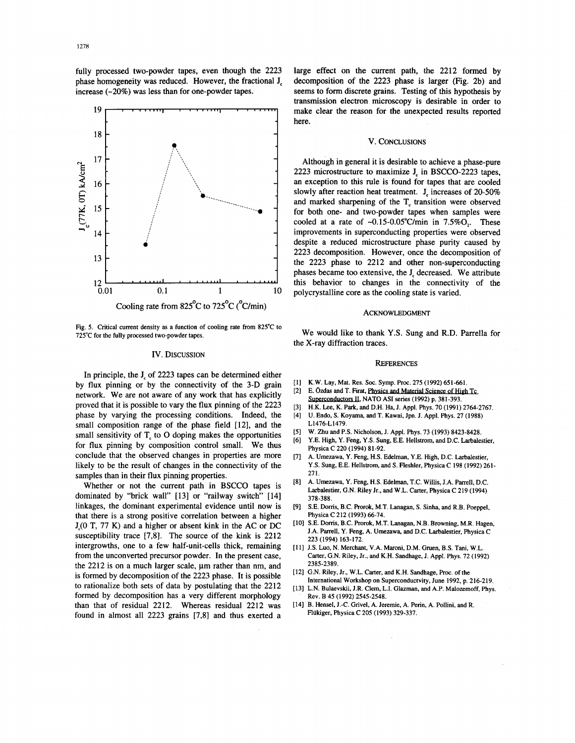fully processed two-powder tapes, even though the 2223 phase homogeneity was reduced. However, the fractional $J_c$ increase (~20%) was less than for one-powder tapes.

19
18
17
16
15
14
13
12
$J_c$(77K, 0T) kA/cm$^2$
0.01
0.1
1
10
Cooling rate from 825°C to 725°C (°C/min)

Fig. 5. Critical current density as a function of cooling rate from 825°C to 725°C for the fully processed two-powder tapes.

## IV. DISCUSSION

In principle, the $J_c$ of 2223 tapes can be determined either by flux pinning or by the connectivity of the 3-D grain network. We are not aware of any work that has explicitly proved that it is possible to vary the flux pinning of the 2223 phase by varying the processing conditions. Indeed, the small composition range of the phase field [12], and the small sensitivity of $T_c$ to O doping makes the opportunities for flux pinning by composition control small. We thus conclude that the observed changes in properties are more likely to be the result of changes in the connectivity of the samples than in their flux pinning properties.

Whether or not the current path in BSCCO tapes is dominated by "brick wall" [13] or "railway switch" [14] linkages, the dominant experimental evidence until now is that there is a strong positive correlation between a higher $J_c$(0 T, 77 K) and a higher or absent kink in the AC or DC susceptibility trace [7,8]. The source of the kink is 2212 intergrowths, one to a few half-unit-cells thick, remaining from the unconverted precursor powder. In the present case, the 2212 is on a much larger scale, µm rather than nm, and is formed by decomposition of the 2223 phase. It is possible to rationalize both sets of data by postulating that the 2212 formed by decomposition has a very different morphology than that of residual 2212. Whereas residual 2212 was found in almost all 2223 grains [7,8] and thus exerted a large effect on the current path, the 2212 formed by decomposition of the 2223 phase is larger (Fig. 2b) and seems to form discrete grains. Testing of this hypothesis by transmission electron microscopy is desirable in order to make clear the reason for the unexpected results reported here.

## V. CONCLUSIONS

Although in general it is desirable to achieve a phase-pure 2223 microstructure to maximize $J_c$ in BSCCO-2223 tapes, an exception to this rule is found for tapes that are cooled slowly after reaction heat treatment. $J_c$ increases of 20-50% and marked sharpening of the $T_c$ transition were observed for both one- and two-powder tapes when samples were cooled at a rate of ~0.15-0.05°C/min in 7.5%$O_2$. These improvements in superconducting properties were observed despite a reduced microstructure phase purity caused by 2223 decomposition. However, once the decomposition of the 2223 phase to 2212 and other non-superconducting phases became too extensive, the $J_c$ decreased. We attribute this behavior to changes in the connectivity of the polycrystalline core as the cooling state is varied.

## ACKNOWLEDGMENT

We would like to thank Y.S. Sung and R.D. Parrella for the X-ray diffraction traces.

## REFERENCES

[1] K.W. Lay, Mat. Res. Soc. Symp. Proc. 275 (1992) 651-661.

[2] E. Özdas and T. Firat, Physics and Material Science of High Tc Superconductors II, NATO ASI series (1992) p. 381-393.

[3] H.K. Lee, K. Park, and D.H. Ha, J. Appl. Phys. 70 (1991) 2764-2767.

[4] U. Endo, S. Koyama, and T. Kawai, Jpn. J. Appl. Phys. 27 (1988) L1476-L1479.

[5] W. Zhu and P.S. Nicholson, J. Appl. Phys. 73 (1993) 8423-8428.

[6] Y.E. High, Y. Feng, Y.S. Sung, E.E. Hellstrom, and D.C. Larbalestier, Physica C 220 (1994) 81-92.

[7] A. Umezawa, Y. Feng, H.S. Edelman, Y.E. High, D.C. Larbalestier, Y.S. Sung, E.E. Hellstrom, and S. Fleshler, Physica C 198 (1992) 261-271.

[8] A. Umezawa, Y. Feng, H.S. Edelman, T.C. Willis, J.A. Parrell, D.C. Larbalestier, G.N. Riley Jr., and W.L. Carter, Physica C 219 (1994) 378-388.

[9] S.E. Dorris, B.C. Prorok, M.T. Lanagan, S. Sinha, and R.B. Poeppel, Physica C 212 (1993) 66-74.

[10] S.E. Dorris, B.C. Prorok, M.T. Lanagan, N.B. Browning, M.R. Hagen, J.A. Parrell, Y. Feng, A. Umezawa, and D.C. Larbalestier, Physica C 223 (1994) 163-172.

[11] J.S. Luo, N. Merchant, V.A. Maroni, D.M. Gruen, B.S. Tani, W.L. Carter, G.N. Riley, Jr., and K.H. Sandhage, J. Appl. Phys. 72 (1992) 2385-2389.

[12] G.N. Riley, Jr., W.L. Carter, and K.H. Sandhage, Proc. of the International Workshop on Superconductvity, June 1992, p. 216-219.

[13] L.N. Bulaevskii, J.R. Clem, L.I. Glazman, and A.P. Malozemoff, Phys. Rev. B 45 (1992) 2545-2548.

[14] B. Hensel, J.-C. Grivel, A. Jeremie, A. Perin, A. Pollini, and R. Flükiger, Physica C 205 (1993) 329-337.